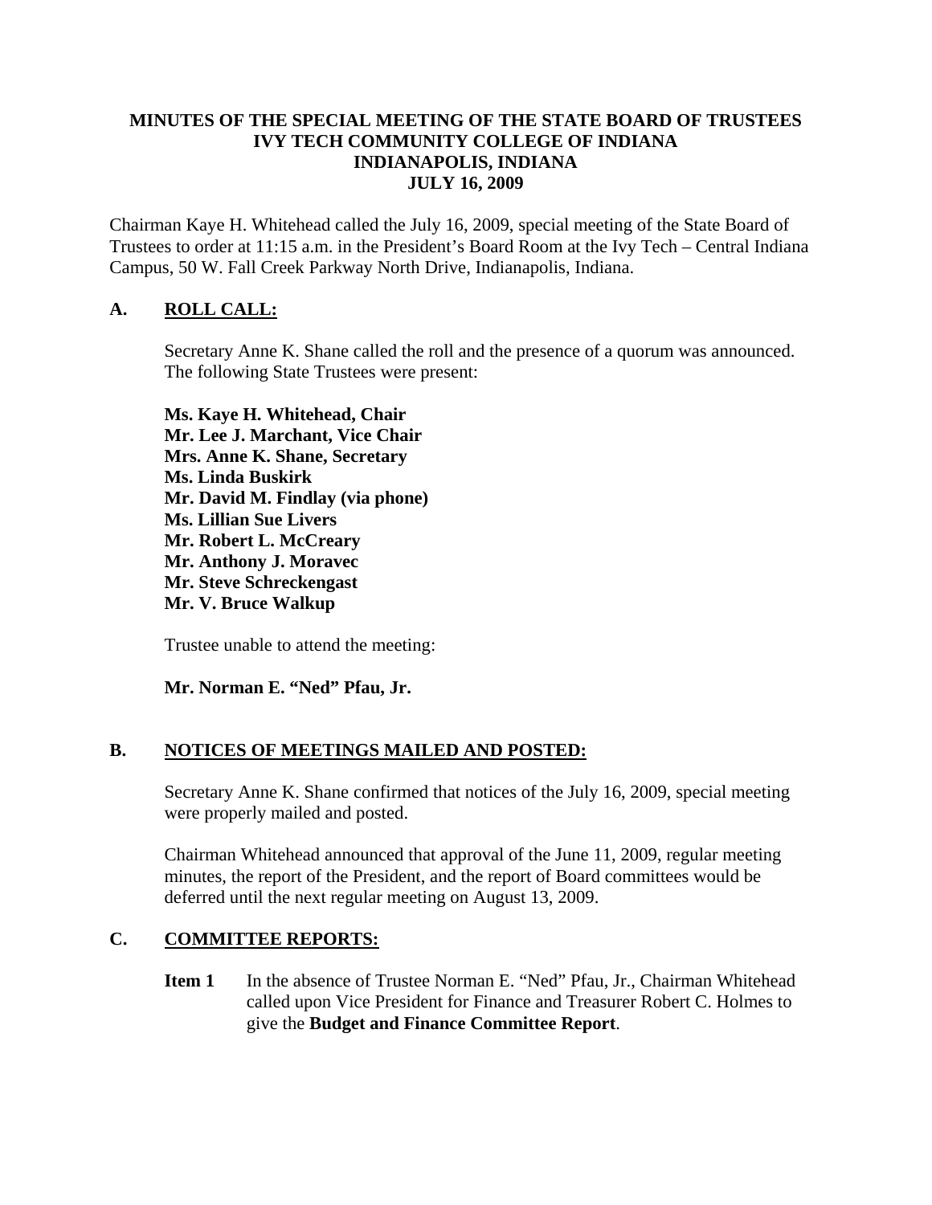# MINUTES OF THE SPECIAL MEETING OF THE STATE BOARD OF TRUSTEES
# IVY TECH COMMUNITY COLLEGE OF INDIANA
# INDIANAPOLIS, INDIANA
# JULY 16, 2009

Chairman Kaye H. Whitehead called the July 16, 2009, special meeting of the State Board of Trustees to order at 11:15 a.m. in the President's Board Room at the Ivy Tech – Central Indiana Campus, 50 W. Fall Creek Parkway North Drive, Indianapolis, Indiana.

## A. ROLL CALL:

Secretary Anne K. Shane called the roll and the presence of a quorum was announced. The following State Trustees were present:

**Ms. Kaye H. Whitehead, Chair**
**Mr. Lee J. Marchant, Vice Chair**
**Mrs. Anne K. Shane, Secretary**
**Ms. Linda Buskirk**
**Mr. David M. Findlay (via phone)**
**Ms. Lillian Sue Livers**
**Mr. Robert L. McCreary**
**Mr. Anthony J. Moravec**
**Mr. Steve Schreckengast**
**Mr. V. Bruce Walkup**

Trustee unable to attend the meeting:

**Mr. Norman E. "Ned" Pfau, Jr.**

## B. NOTICES OF MEETINGS MAILED AND POSTED:

Secretary Anne K. Shane confirmed that notices of the July 16, 2009, special meeting were properly mailed and posted.

Chairman Whitehead announced that approval of the June 11, 2009, regular meeting minutes, the report of the President, and the report of Board committees would be deferred until the next regular meeting on August 13, 2009.

## C. COMMITTEE REPORTS:

**Item 1** In the absence of Trustee Norman E. "Ned" Pfau, Jr., Chairman Whitehead called upon Vice President for Finance and Treasurer Robert C. Holmes to give the **Budget and Finance Committee Report**.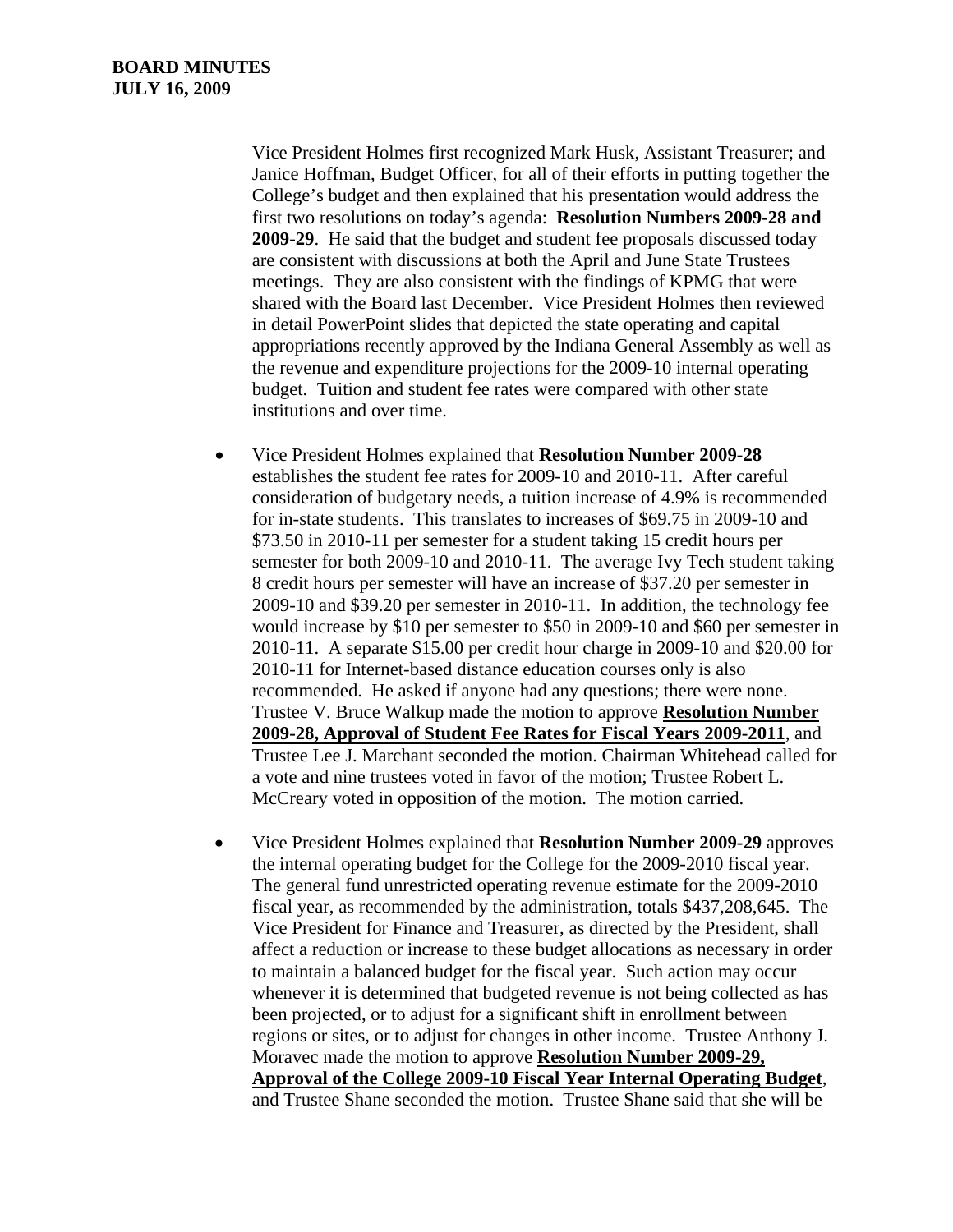Vice President Holmes first recognized Mark Husk, Assistant Treasurer; and Janice Hoffman, Budget Officer, for all of their efforts in putting together the College's budget and then explained that his presentation would address the first two resolutions on today's agenda: **Resolution Numbers 2009-28 and 2009-29**. He said that the budget and student fee proposals discussed today are consistent with discussions at both the April and June State Trustees meetings. They are also consistent with the findings of KPMG that were shared with the Board last December. Vice President Holmes then reviewed in detail PowerPoint slides that depicted the state operating and capital appropriations recently approved by the Indiana General Assembly as well as the revenue and expenditure projections for the 2009-10 internal operating budget. Tuition and student fee rates were compared with other state institutions and over time.

- Vice President Holmes explained that **Resolution Number 2009-28** establishes the student fee rates for 2009-10 and 2010-11. After careful consideration of budgetary needs, a tuition increase of 4.9% is recommended for in-state students. This translates to increases of $69.75 in 2009-10 and $73.50 in 2010-11 per semester for a student taking 15 credit hours per semester for both 2009-10 and 2010-11. The average Ivy Tech student taking 8 credit hours per semester will have an increase of $37.20 per semester in 2009-10 and $39.20 per semester in 2010-11. In addition, the technology fee would increase by $10 per semester to $50 in 2009-10 and $60 per semester in 2010-11. A separate $15.00 per credit hour charge in 2009-10 and $20.00 for 2010-11 for Internet-based distance education courses only is also recommended. He asked if anyone had any questions; there were none. Trustee V. Bruce Walkup made the motion to approve **Resolution Number 2009-28, Approval of Student Fee Rates for Fiscal Years 2009-2011**, and Trustee Lee J. Marchant seconded the motion. Chairman Whitehead called for a vote and nine trustees voted in favor of the motion; Trustee Robert L. McCreary voted in opposition of the motion. The motion carried.

- Vice President Holmes explained that **Resolution Number 2009-29** approves the internal operating budget for the College for the 2009-2010 fiscal year. The general fund unrestricted operating revenue estimate for the 2009-2010 fiscal year, as recommended by the administration, totals $437,208,645. The Vice President for Finance and Treasurer, as directed by the President, shall affect a reduction or increase to these budget allocations as necessary in order to maintain a balanced budget for the fiscal year. Such action may occur whenever it is determined that budgeted revenue is not being collected as has been projected, or to adjust for a significant shift in enrollment between regions or sites, or to adjust for changes in other income. Trustee Anthony J. Moravec made the motion to approve **Resolution Number 2009-29, Approval of the College 2009-10 Fiscal Year Internal Operating Budget**, and Trustee Shane seconded the motion. Trustee Shane said that she will be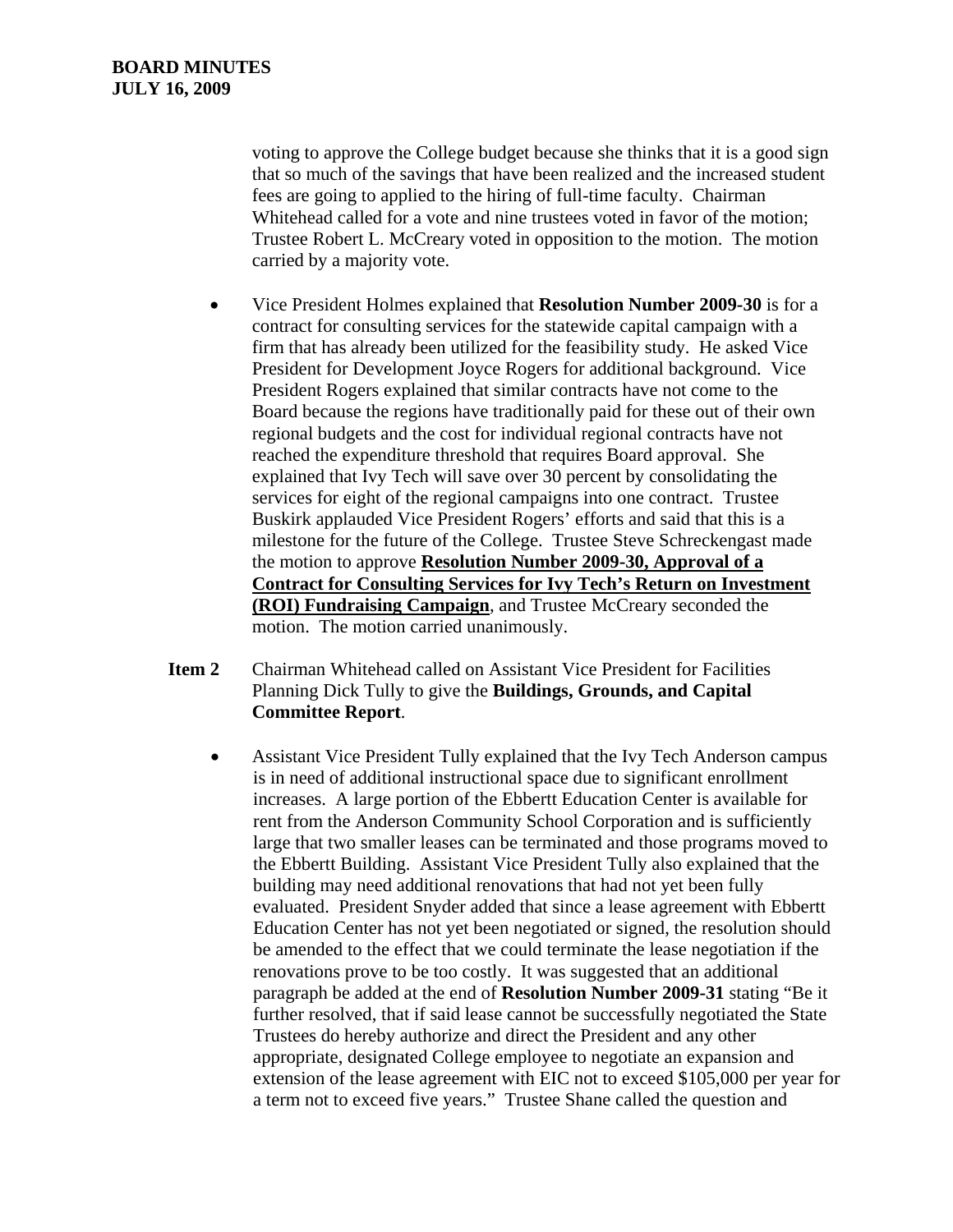voting to approve the College budget because she thinks that it is a good sign that so much of the savings that have been realized and the increased student fees are going to applied to the hiring of full-time faculty. Chairman Whitehead called for a vote and nine trustees voted in favor of the motion; Trustee Robert L. McCreary voted in opposition to the motion. The motion carried by a majority vote.

- Vice President Holmes explained that **Resolution Number 2009-30** is for a contract for consulting services for the statewide capital campaign with a firm that has already been utilized for the feasibility study. He asked Vice President for Development Joyce Rogers for additional background. Vice President Rogers explained that similar contracts have not come to the Board because the regions have traditionally paid for these out of their own regional budgets and the cost for individual regional contracts have not reached the expenditure threshold that requires Board approval. She explained that Ivy Tech will save over 30 percent by consolidating the services for eight of the regional campaigns into one contract. Trustee Buskirk applauded Vice President Rogers' efforts and said that this is a milestone for the future of the College. Trustee Steve Schreckengast made the motion to approve **Resolution Number 2009-30, Approval of a Contract for Consulting Services for Ivy Tech's Return on Investment (ROI) Fundraising Campaign**, and Trustee McCreary seconded the motion. The motion carried unanimously.

**Item 2** Chairman Whitehead called on Assistant Vice President for Facilities Planning Dick Tully to give the **Buildings, Grounds, and Capital Committee Report**.

- Assistant Vice President Tully explained that the Ivy Tech Anderson campus is in need of additional instructional space due to significant enrollment increases. A large portion of the Ebbertt Education Center is available for rent from the Anderson Community School Corporation and is sufficiently large that two smaller leases can be terminated and those programs moved to the Ebbertt Building. Assistant Vice President Tully also explained that the building may need additional renovations that had not yet been fully evaluated. President Snyder added that since a lease agreement with Ebbertt Education Center has not yet been negotiated or signed, the resolution should be amended to the effect that we could terminate the lease negotiation if the renovations prove to be too costly. It was suggested that an additional paragraph be added at the end of **Resolution Number 2009-31** stating "Be it further resolved, that if said lease cannot be successfully negotiated the State Trustees do hereby authorize and direct the President and any other appropriate, designated College employee to negotiate an expansion and extension of the lease agreement with EIC not to exceed $105,000 per year for a term not to exceed five years." Trustee Shane called the question and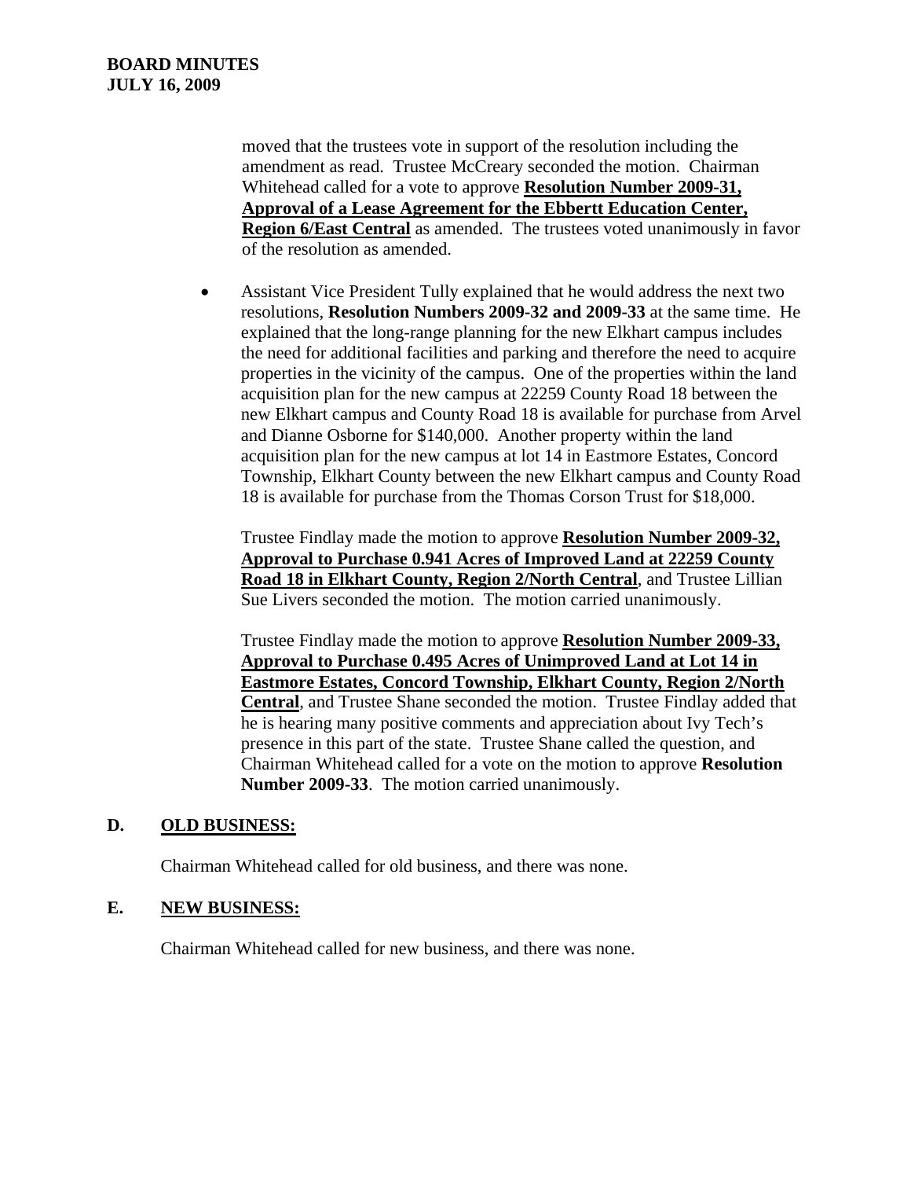moved that the trustees vote in support of the resolution including the amendment as read. Trustee McCreary seconded the motion. Chairman Whitehead called for a vote to approve **Resolution Number 2009-31, Approval of a Lease Agreement for the Ebbertt Education Center, Region 6/East Central** as amended. The trustees voted unanimously in favor of the resolution as amended.

- Assistant Vice President Tully explained that he would address the next two resolutions, **Resolution Numbers 2009-32 and 2009-33** at the same time. He explained that the long-range planning for the new Elkhart campus includes the need for additional facilities and parking and therefore the need to acquire properties in the vicinity of the campus. One of the properties within the land acquisition plan for the new campus at 22259 County Road 18 between the new Elkhart campus and County Road 18 is available for purchase from Arvel and Dianne Osborne for $140,000. Another property within the land acquisition plan for the new campus at lot 14 in Eastmore Estates, Concord Township, Elkhart County between the new Elkhart campus and County Road 18 is available for purchase from the Thomas Corson Trust for $18,000.

  Trustee Findlay made the motion to approve **Resolution Number 2009-32, Approval to Purchase 0.941 Acres of Improved Land at 22259 County Road 18 in Elkhart County, Region 2/North Central**, and Trustee Lillian Sue Livers seconded the motion. The motion carried unanimously.

  Trustee Findlay made the motion to approve **Resolution Number 2009-33, Approval to Purchase 0.495 Acres of Unimproved Land at Lot 14 in Eastmore Estates, Concord Township, Elkhart County, Region 2/North Central**, and Trustee Shane seconded the motion. Trustee Findlay added that he is hearing many positive comments and appreciation about Ivy Tech's presence in this part of the state. Trustee Shane called the question, and Chairman Whitehead called for a vote on the motion to approve **Resolution Number 2009-33**. The motion carried unanimously.

## D. OLD BUSINESS:

Chairman Whitehead called for old business, and there was none.

## E. NEW BUSINESS:

Chairman Whitehead called for new business, and there was none.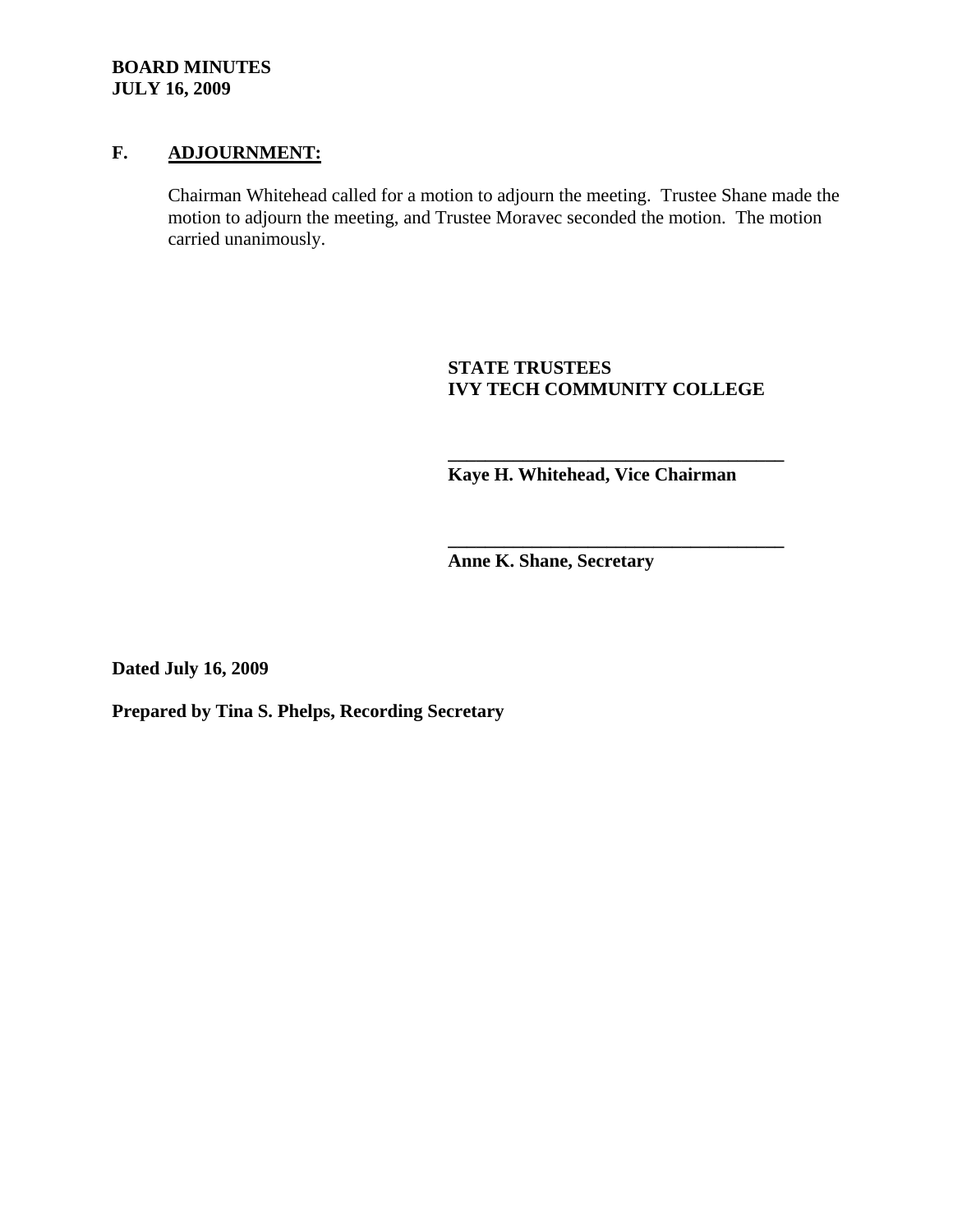## F. ADJOURNMENT:

Chairman Whitehead called for a motion to adjourn the meeting. Trustee Shane made the motion to adjourn the meeting, and Trustee Moravec seconded the motion. The motion carried unanimously.

**STATE TRUSTEES**
**IVY TECH COMMUNITY COLLEGE**

\_\_\_\_\_\_\_\_\_\_\_\_\_\_\_\_\_\_\_\_\_\_\_\_\_\_\_\_\_\_\_\_\_\_\_\_
**Kaye H. Whitehead, Vice Chairman**

\_\_\_\_\_\_\_\_\_\_\_\_\_\_\_\_\_\_\_\_\_\_\_\_\_\_\_\_\_\_\_\_\_\_\_\_
**Anne K. Shane, Secretary**

**Dated July 16, 2009**

**Prepared by Tina S. Phelps, Recording Secretary**